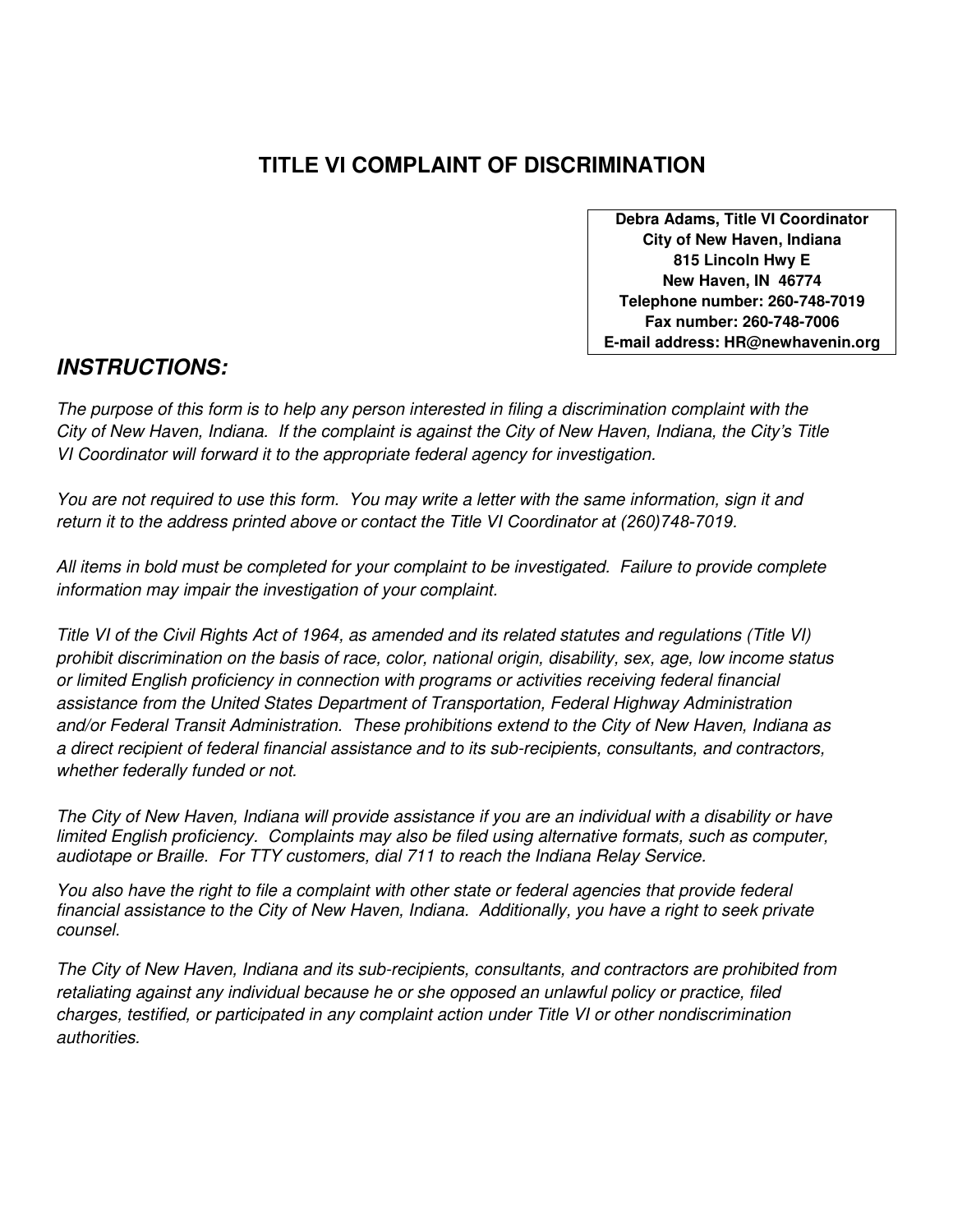# TITLE VI COMPLAINT OF DISCRIMINATION

**Debra Adams, Title VI Coordinator**
**City of New Haven, Indiana**
**815 Lincoln Hwy E**
**New Haven, IN 46774**
**Telephone number: 260-748-7019**
**Fax number: 260-748-7006**
**E-mail address: HR@newhavenin.org**

## *INSTRUCTIONS:*

*The purpose of this form is to help any person interested in filing a discrimination complaint with the City of New Haven, Indiana. If the complaint is against the City of New Haven, Indiana, the City's Title VI Coordinator will forward it to the appropriate federal agency for investigation.*

*You are not required to use this form. You may write a letter with the same information, sign it and return it to the address printed above or contact the Title VI Coordinator at (260)748-7019.*

*All items in bold must be completed for your complaint to be investigated. Failure to provide complete information may impair the investigation of your complaint.*

*Title VI of the Civil Rights Act of 1964, as amended and its related statutes and regulations (Title VI) prohibit discrimination on the basis of race, color, national origin, disability, sex, age, low income status or limited English proficiency in connection with programs or activities receiving federal financial assistance from the United States Department of Transportation, Federal Highway Administration and/or Federal Transit Administration. These prohibitions extend to the City of New Haven, Indiana as a direct recipient of federal financial assistance and to its sub-recipients, consultants, and contractors, whether federally funded or not.*

*The City of New Haven, Indiana will provide assistance if you are an individual with a disability or have limited English proficiency. Complaints may also be filed using alternative formats, such as computer, audiotape or Braille. For TTY customers, dial 711 to reach the Indiana Relay Service.*

*You also have the right to file a complaint with other state or federal agencies that provide federal financial assistance to the City of New Haven, Indiana. Additionally, you have a right to seek private counsel.*

*The City of New Haven, Indiana and its sub-recipients, consultants, and contractors are prohibited from retaliating against any individual because he or she opposed an unlawful policy or practice, filed charges, testified, or participated in any complaint action under Title VI or other nondiscrimination authorities.*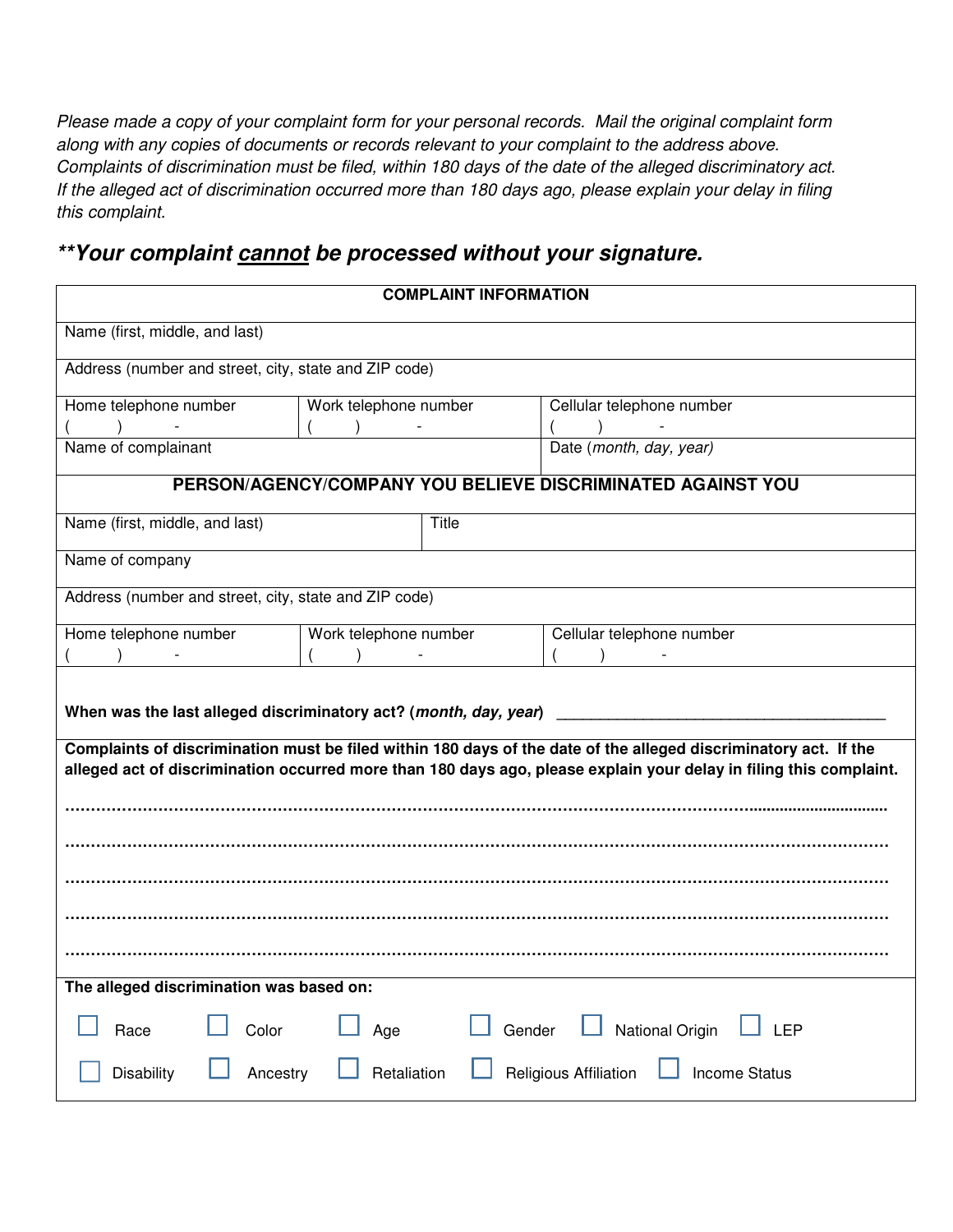*Please made a copy of your complaint form for your personal records. Mail the original complaint form along with any copies of documents or records relevant to your complaint to the address above. Complaints of discrimination must be filed, within 180 days of the date of the alleged discriminatory act. If the alleged act of discrimination occurred more than 180 days ago, please explain your delay in filing this complaint.*

## ***Your complaint cannot be processed without your signature.**

| **COMPLAINT INFORMATION** | | |
|---|---|---|
| Name (first, middle, and last) | | |
| Address (number and street, city, state and ZIP code) | | |
| Home telephone number<br>( ) - | Work telephone number<br>( ) - | Cellular telephone number<br>( ) - |
| Name of complainant | | Date (*month, day, year*) |

| **PERSON/AGENCY/COMPANY YOU BELIEVE DISCRIMINATED AGAINST YOU** | | |
|---|---|---|
| Name (first, middle, and last) | Title | |
| Name of company | | |
| Address (number and street, city, state and ZIP code) | | |
| Home telephone number<br>( ) - | Work telephone number<br>( ) - | Cellular telephone number<br>( ) - |

**When was the last alleged discriminatory act? (*month, day, year*)** ____________________________________

**Complaints of discrimination must be filed within 180 days of the date of the alleged discriminatory act. If the alleged act of discrimination occurred more than 180 days ago, please explain your delay in filing this complaint.**

.....................................................................................................................................................

.....................................................................................................................................................

.....................................................................................................................................................

.....................................................................................................................................................

.....................................................................................................................................................

**The alleged discrimination was based on:**

- [ ] Race
- [ ] Color
- [ ] Age
- [ ] Gender
- [ ] National Origin
- [ ] LEP
- [ ] Disability
- [ ] Ancestry
- [ ] Retaliation
- [ ] Religious Affiliation
- [ ] Income Status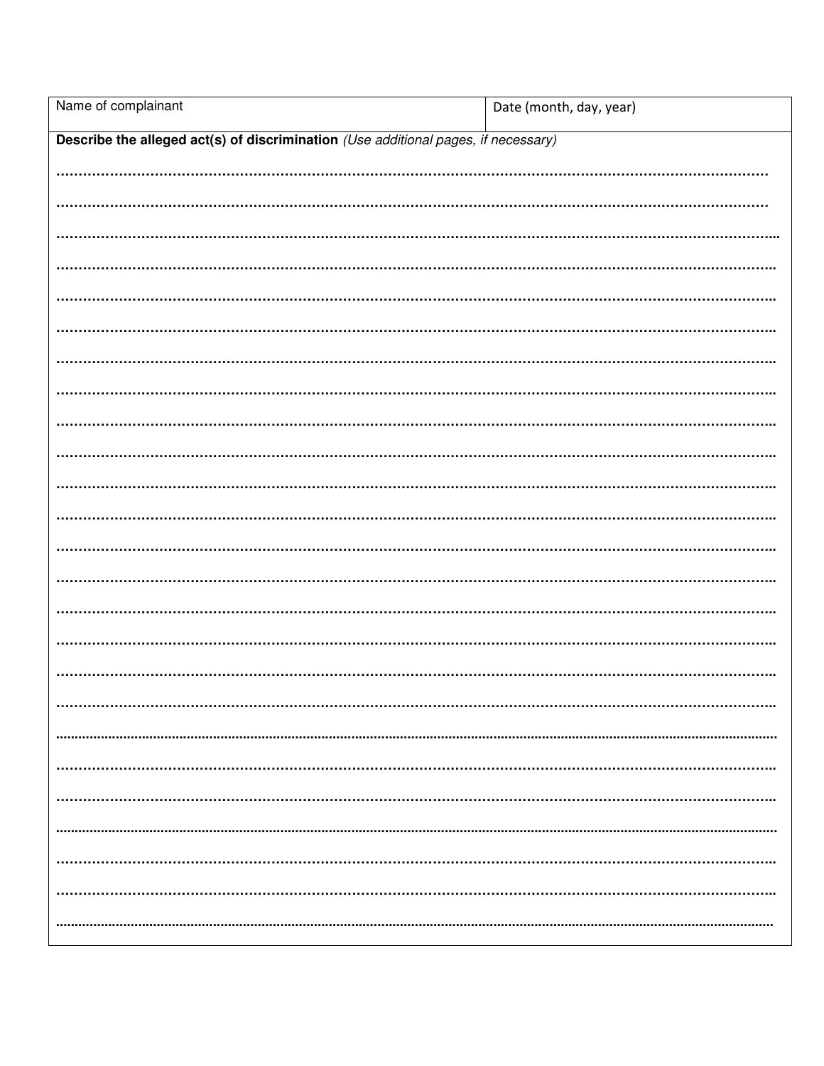| Name of complainant | Date (month, day, year) |
|---|---|
| **Describe the alleged act(s) of discrimination** *(Use additional pages, if necessary)* | |

…………………………………………………………………………………………………………………………………………

…………………………………………………………………………………………………………………………………………

…………………………………………………………………………………………………………………………………………

…………………………………………………………………………………………………………………………………………

…………………………………………………………………………………………………………………………………………

…………………………………………………………………………………………………………………………………………

…………………………………………………………………………………………………………………………………………

…………………………………………………………………………………………………………………………………………

…………………………………………………………………………………………………………………………………………

…………………………………………………………………………………………………………………………………………

…………………………………………………………………………………………………………………………………………

…………………………………………………………………………………………………………………………………………

…………………………………………………………………………………………………………………………………………

…………………………………………………………………………………………………………………………………………

…………………………………………………………………………………………………………………………………………

…………………………………………………………………………………………………………………………………………

…………………………………………………………………………………………………………………………………………

…………………………………………………………………………………………………………………………………………

…………………………………………………………………………………………………………………………………………

…………………………………………………………………………………………………………………………………………

…………………………………………………………………………………………………………………………………………

…………………………………………………………………………………………………………………………………………

…………………………………………………………………………………………………………………………………………

…………………………………………………………………………………………………………………………………………

…………………………………………………………………………………………………………………………………………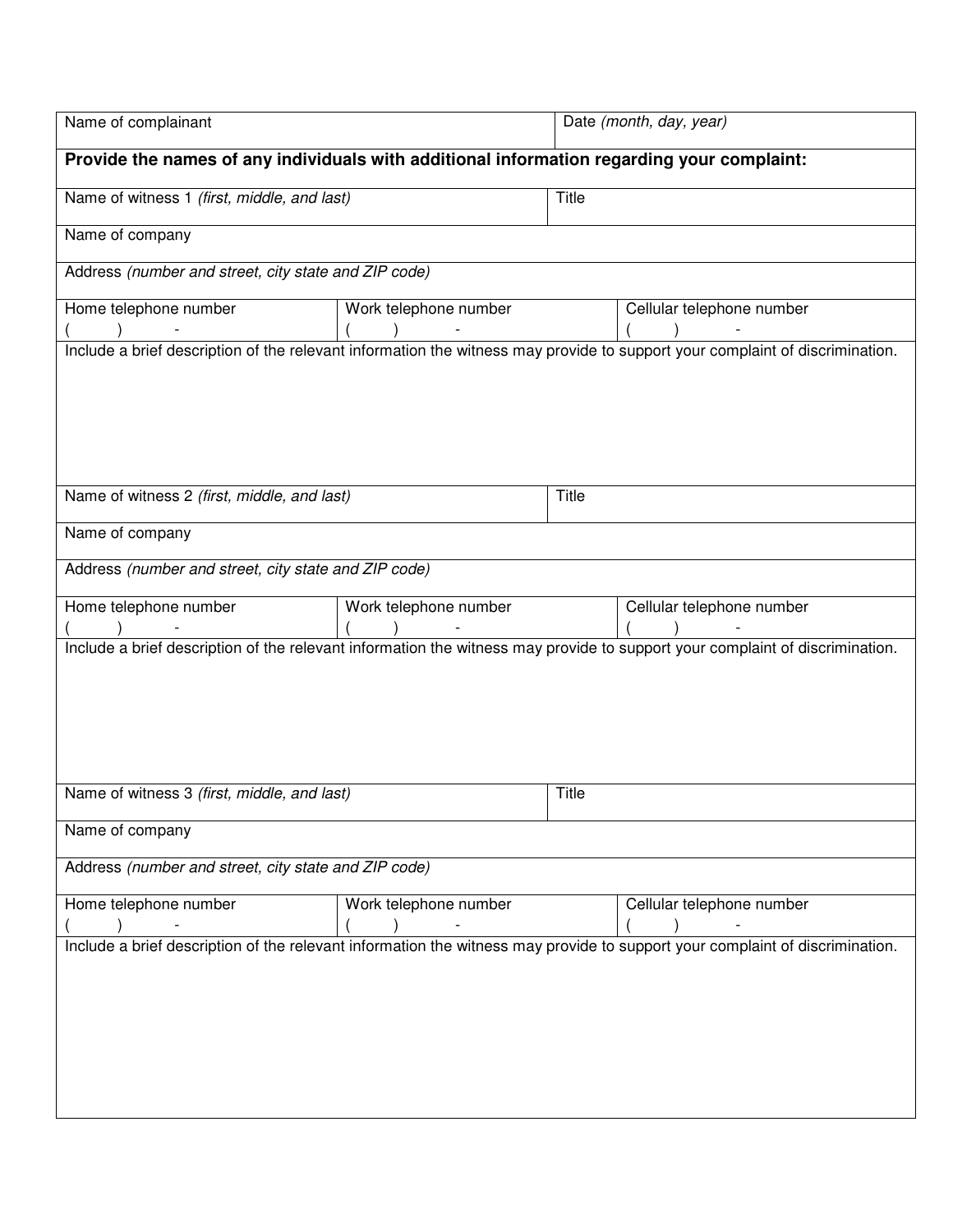| Name of complainant | | Date *(month, day, year)* |
|---|---|---|

**Provide the names of any individuals with additional information regarding your complaint:**

| Name of witness 1 *(first, middle, and last)* | | Title |
|---|---|---|
| Name of company | | |
| Address *(number and street, city state and ZIP code)* | | |
| Home telephone number<br>(     )     - | Work telephone number<br>(     )     - | Cellular telephone number<br>(     )     - |
| Include a brief description of the relevant information the witness may provide to support your complaint of discrimination. | | |

| Name of witness 2 *(first, middle, and last)* | | Title |
|---|---|---|
| Name of company | | |
| Address *(number and street, city state and ZIP code)* | | |
| Home telephone number<br>(     )     - | Work telephone number<br>(     )     - | Cellular telephone number<br>(     )     - |
| Include a brief description of the relevant information the witness may provide to support your complaint of discrimination. | | |

| Name of witness 3 *(first, middle, and last)* | | Title |
|---|---|---|
| Name of company | | |
| Address *(number and street, city state and ZIP code)* | | |
| Home telephone number<br>(     )     - | Work telephone number<br>(     )     - | Cellular telephone number<br>(     )     - |
| Include a brief description of the relevant information the witness may provide to support your complaint of discrimination. | | |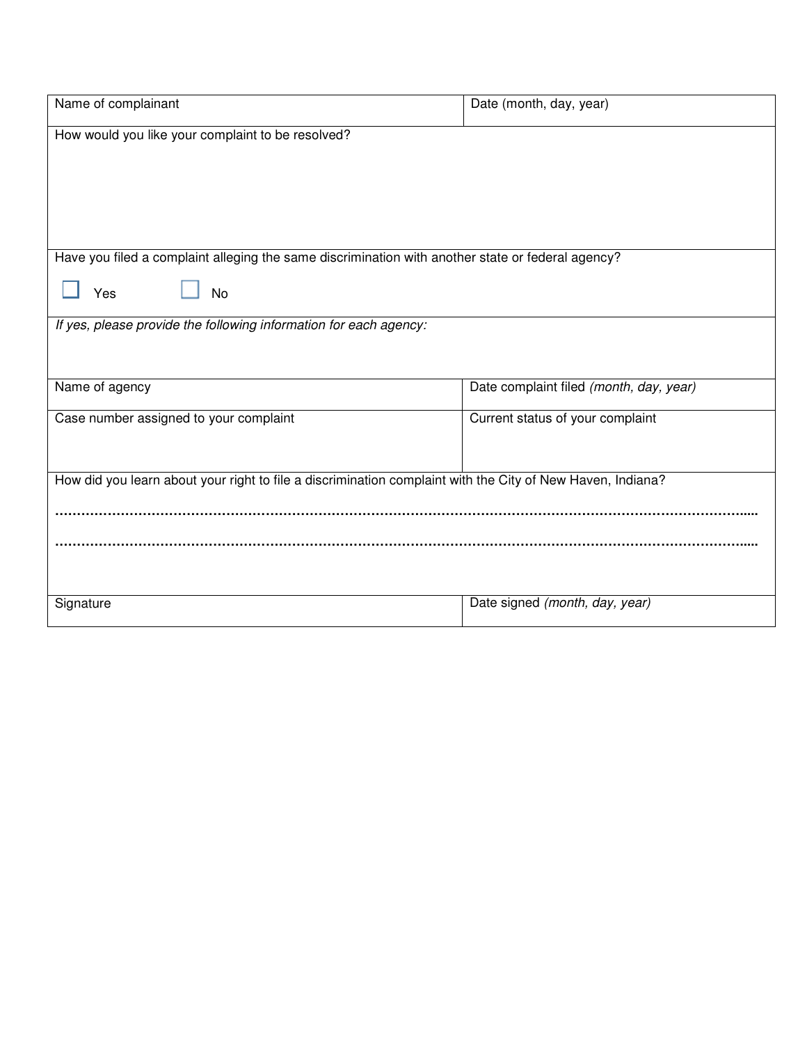| Name of complainant | Date (month, day, year) |
| --- | --- |

How would you like your complaint to be resolved?

Have you filed a complaint alleging the same discrimination with another state or federal agency?

☐ Yes ☐ No

*If yes, please provide the following information for each agency:*

| Name of agency | Date complaint filed *(month, day, year)* |
| --- | --- |
| Case number assigned to your complaint | Current status of your complaint |

How did you learn about your right to file a discrimination complaint with the City of New Haven, Indiana?

………………………………………………………………………………………………………………………………………….....

………………………………………………………………………………………………………………………………………….....

| Signature | Date signed *(month, day, year)* |
| --- | --- |